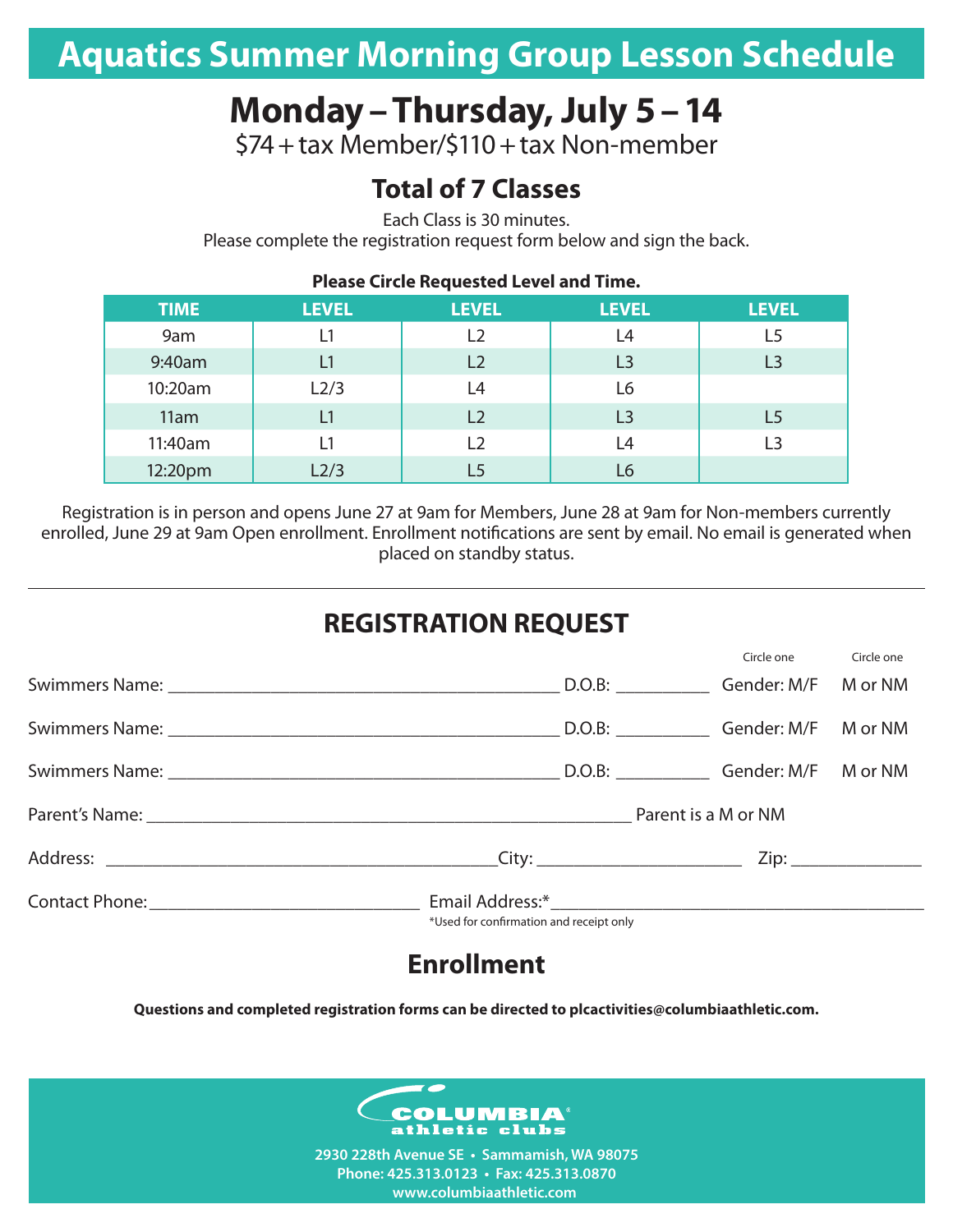# Aquatics Summer Morning Group Lesson Schedule

## Monday – Thursday, July 5 – 14

$74 + tax Member/$110 + tax Non-member

### Total of 7 Classes

Each Class is 30 minutes.
Please complete the registration request form below and sign the back.

**Please Circle Requested Level and Time.**

| TIME | LEVEL | LEVEL | LEVEL | LEVEL |
|---|---|---|---|---|
| 9am | L1 | L2 | L4 | L5 |
| 9:40am | L1 | L2 | L3 | L3 |
| 10:20am | L2/3 | L4 | L6 | |
| 11am | L1 | L2 | L3 | L5 |
| 11:40am | L1 | L2 | L4 | L3 |
| 12:20pm | L2/3 | L5 | L6 | |

Registration is in person and opens June 27 at 9am for Members, June 28 at 9am for Non-members currently enrolled, June 29 at 9am Open enrollment. Enrollment notifications are sent by email. No email is generated when placed on standby status.

---

## REGISTRATION REQUEST

Swimmers Name: ___________________________ D.O.B: __________ Gender: M/F (Circle one) M or NM (Circle one)

Swimmers Name: ___________________________ D.O.B: __________ Gender: M/F M or NM

Swimmers Name: ___________________________ D.O.B: __________ Gender: M/F M or NM

Parent's Name: ___________________________ Parent is a M or NM

Address: ___________________________ City: ____________________ Zip: ______________

Contact Phone: ____________________ Email Address:* ___________________________

*Used for confirmation and receipt only

## Enrollment

**Questions and completed registration forms can be directed to plcactivities@columbiaathletic.com.**

COLUMBIA athletic clubs

**2930 228th Avenue SE • Sammamish, WA 98075**
**Phone: 425.313.0123 • Fax: 425.313.0870**
**www.columbiaathletic.com**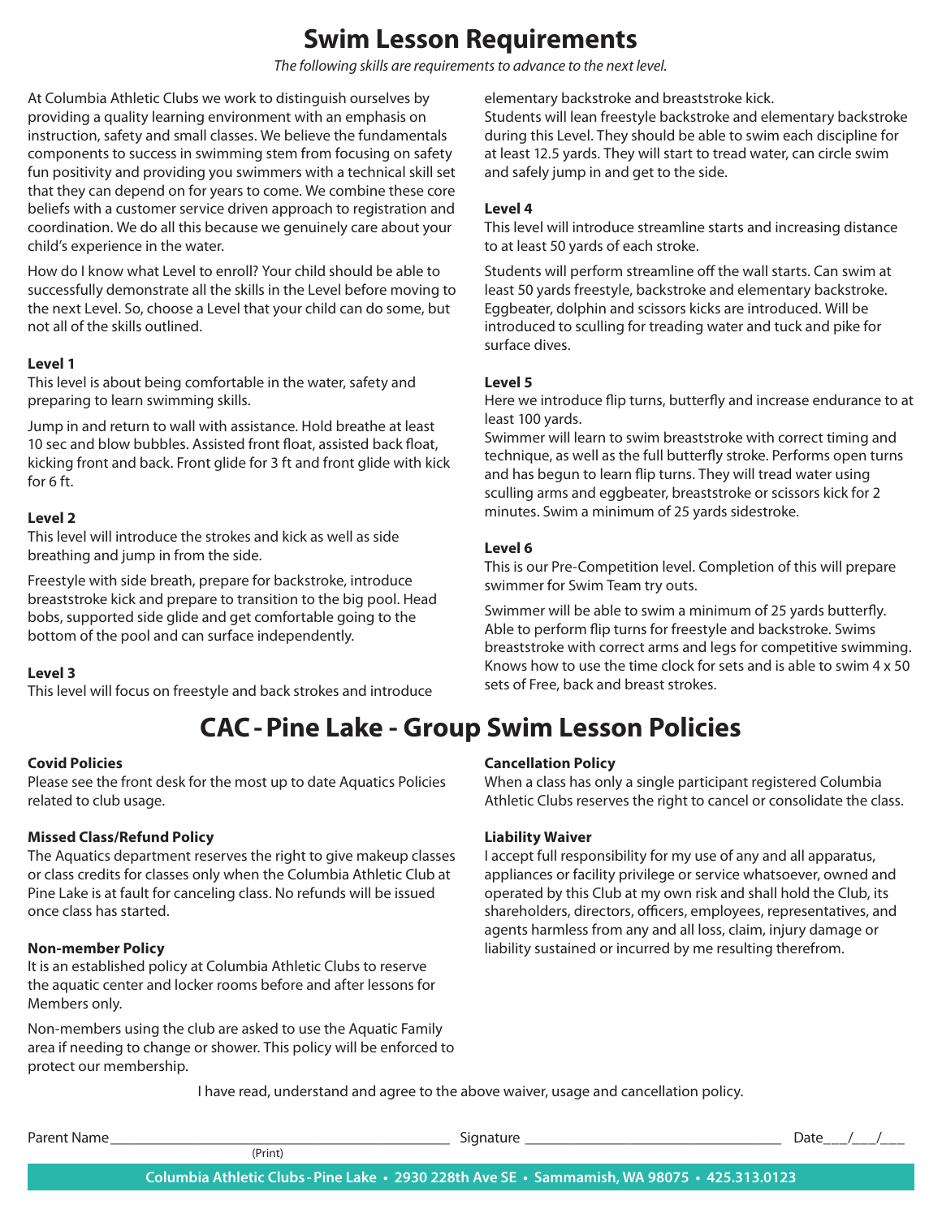# Swim Lesson Requirements

*The following skills are requirements to advance to the next level.*

At Columbia Athletic Clubs we work to distinguish ourselves by providing a quality learning environment with an emphasis on instruction, safety and small classes. We believe the fundamentals components to success in swimming stem from focusing on safety fun positivity and providing you swimmers with a technical skill set that they can depend on for years to come. We combine these core beliefs with a customer service driven approach to registration and coordination. We do all this because we genuinely care about your child's experience in the water.

How do I know what Level to enroll? Your child should be able to successfully demonstrate all the skills in the Level before moving to the next Level. So, choose a Level that your child can do some, but not all of the skills outlined.

**Level 1**
This level is about being comfortable in the water, safety and preparing to learn swimming skills.

Jump in and return to wall with assistance. Hold breathe at least 10 sec and blow bubbles. Assisted front float, assisted back float, kicking front and back. Front glide for 3 ft and front glide with kick for 6 ft.

**Level 2**
This level will introduce the strokes and kick as well as side breathing and jump in from the side.

Freestyle with side breath, prepare for backstroke, introduce breaststroke kick and prepare to transition to the big pool. Head bobs, supported side glide and get comfortable going to the bottom of the pool and can surface independently.

**Level 3**
This level will focus on freestyle and back strokes and introduce elementary backstroke and breaststroke kick.
Students will lean freestyle backstroke and elementary backstroke during this Level. They should be able to swim each discipline for at least 12.5 yards. They will start to tread water, can circle swim and safely jump in and get to the side.

**Level 4**
This level will introduce streamline starts and increasing distance to at least 50 yards of each stroke.

Students will perform streamline off the wall starts. Can swim at least 50 yards freestyle, backstroke and elementary backstroke. Eggbeater, dolphin and scissors kicks are introduced. Will be introduced to sculling for treading water and tuck and pike for surface dives.

**Level 5**
Here we introduce flip turns, butterfly and increase endurance to at least 100 yards.
Swimmer will learn to swim breaststroke with correct timing and technique, as well as the full butterfly stroke. Performs open turns and has begun to learn flip turns. They will tread water using sculling arms and eggbeater, breaststroke or scissors kick for 2 minutes. Swim a minimum of 25 yards sidestroke.

**Level 6**
This is our Pre-Competition level. Completion of this will prepare swimmer for Swim Team try outs.

Swimmer will be able to swim a minimum of 25 yards butterfly. Able to perform flip turns for freestyle and backstroke. Swims breaststroke with correct arms and legs for competitive swimming. Knows how to use the time clock for sets and is able to swim 4 x 50 sets of Free, back and breast strokes.

# CAC - Pine Lake - Group Swim Lesson Policies

**Covid Policies**
Please see the front desk for the most up to date Aquatics Policies related to club usage.

**Missed Class/Refund Policy**
The Aquatics department reserves the right to give makeup classes or class credits for classes only when the Columbia Athletic Club at Pine Lake is at fault for canceling class. No refunds will be issued once class has started.

**Non-member Policy**
It is an established policy at Columbia Athletic Clubs to reserve the aquatic center and locker rooms before and after lessons for Members only.

Non-members using the club are asked to use the Aquatic Family area if needing to change or shower. This policy will be enforced to protect our membership.

**Cancellation Policy**
When a class has only a single participant registered Columbia Athletic Clubs reserves the right to cancel or consolidate the class.

**Liability Waiver**
I accept full responsibility for my use of any and all apparatus, appliances or facility privilege or service whatsoever, owned and operated by this Club at my own risk and shall hold the Club, its shareholders, directors, officers, employees, representatives, and agents harmless from any and all loss, claim, injury damage or liability sustained or incurred by me resulting therefrom.

I have read, understand and agree to the above waiver, usage and cancellation policy.

Parent Name ______________________________ (Print) Signature ______________________________ Date\_\_\_/\_\_\_/\_\_\_

**Columbia Athletic Clubs - Pine Lake • 2930 228th Ave SE • Sammamish, WA 98075 • 425.313.0123**